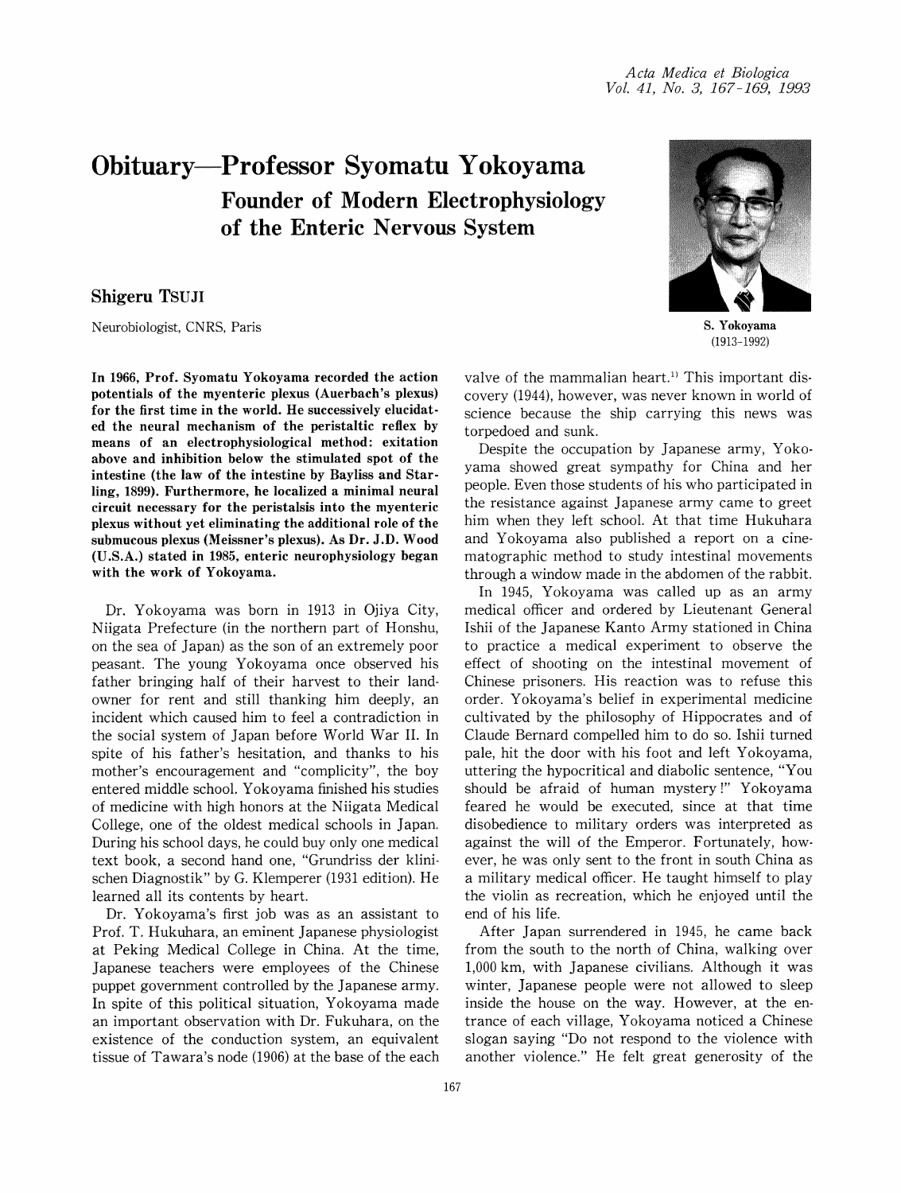# Obituary—Professor Syomatu Yokoyama

## Founder of Modern Electrophysiology of the Enteric Nervous System

**Shigeru Tsuji**

Neurobiologist, CNRS, Paris

S. Yokoyama
(1913-1992)

**In 1966, Prof. Syomatu Yokoyama recorded the action potentials of the myenteric plexus (Auerbach's plexus) for the first time in the world. He successively elucidated the neural mechanism of the peristaltic reflex by means of an electrophysiological method: exitation above and inhibition below the stimulated spot of the intestine (the law of the intestine by Bayliss and Starling, 1899). Furthermore, he localized a minimal neural circuit necessary for the peristalsis into the myenteric plexus without yet eliminating the additional role of the submucous plexus (Meissner's plexus). As Dr. J.D. Wood (U.S.A.) stated in 1985, enteric neurophysiology began with the work of Yokoyama.**

Dr. Yokoyama was born in 1913 in Ojiya City, Niigata Prefecture (in the northern part of Honshu, on the sea of Japan) as the son of an extremely poor peasant. The young Yokoyama once observed his father bringing half of their harvest to their landowner for rent and still thanking him deeply, an incident which caused him to feel a contradiction in the social system of Japan before World War II. In spite of his father's hesitation, and thanks to his mother's encouragement and "complicity", the boy entered middle school. Yokoyama finished his studies of medicine with high honors at the Niigata Medical College, one of the oldest medical schools in Japan. During his school days, he could buy only one medical text book, a second hand one, "Grundriss der klinischen Diagnostik" by G. Klemperer (1931 edition). He learned all its contents by heart.

Dr. Yokoyama's first job was as an assistant to Prof. T. Hukuhara, an eminent Japanese physiologist at Peking Medical College in China. At the time, Japanese teachers were employees of the Chinese puppet government controlled by the Japanese army. In spite of this political situation, Yokoyama made an important observation with Dr. Fukuhara, on the existence of the conduction system, an equivalent tissue of Tawara's node (1906) at the base of the each valve of the mammalian heart.[1] This important discovery (1944), however, was never known in world of science because the ship carrying this news was torpedoed and sunk.

Despite the occupation by Japanese army, Yokoyama showed great sympathy for China and her people. Even those students of his who participated in the resistance against Japanese army came to greet him when they left school. At that time Hukuhara and Yokoyama also published a report on a cinematographic method to study intestinal movements through a window made in the abdomen of the rabbit.

In 1945, Yokoyama was called up as an army medical officer and ordered by Lieutenant General Ishii of the Japanese Kanto Army stationed in China to practice a medical experiment to observe the effect of shooting on the intestinal movement of Chinese prisoners. His reaction was to refuse this order. Yokoyama's belief in experimental medicine cultivated by the philosophy of Hippocrates and of Claude Bernard compelled him to do so. Ishii turned pale, hit the door with his foot and left Yokoyama, uttering the hypocritical and diabolic sentence, "You should be afraid of human mystery!" Yokoyama feared he would be executed, since at that time disobedience to military orders was interpreted as against the will of the Emperor. Fortunately, however, he was only sent to the front in south China as a military medical officer. He taught himself to play the violin as recreation, which he enjoyed until the end of his life.

After Japan surrendered in 1945, he came back from the south to the north of China, walking over 1,000 km, with Japanese civilians. Although it was winter, Japanese people were not allowed to sleep inside the house on the way. However, at the entrance of each village, Yokoyama noticed a Chinese slogan saying "Do not respond to the violence with another violence." He felt great generosity of the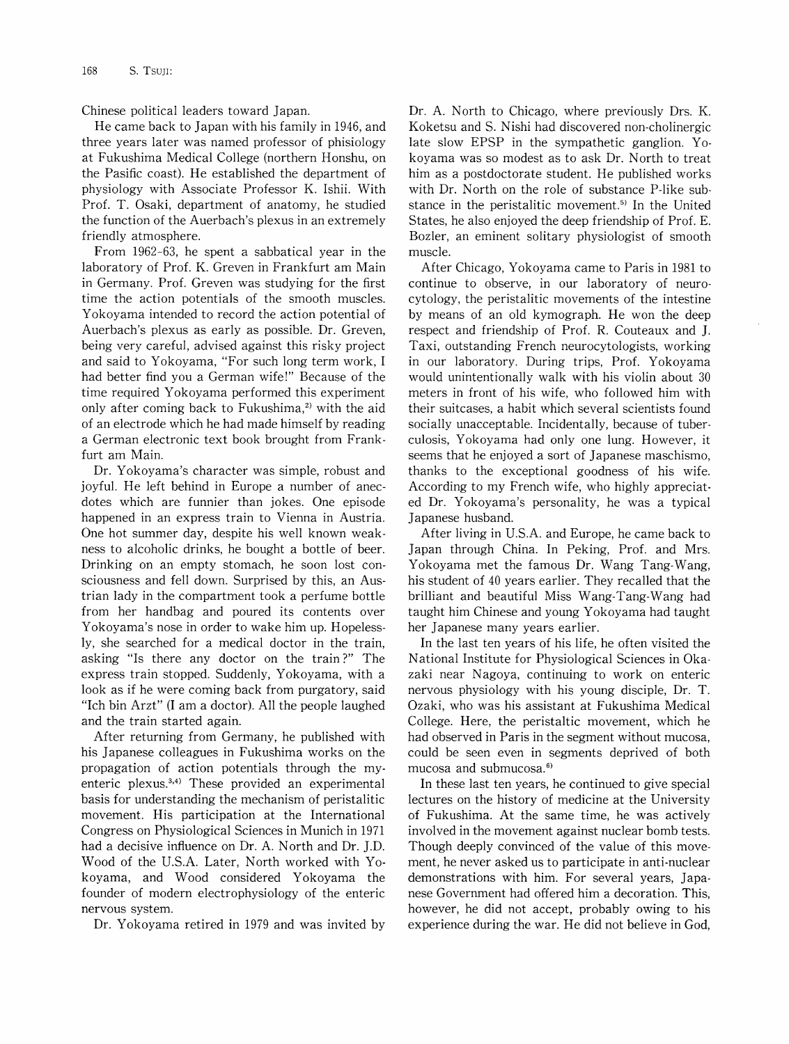Chinese political leaders toward Japan.

He came back to Japan with his family in 1946, and three years later was named professor of phisiology at Fukushima Medical College (northern Honshu, on the Pasific coast). He established the department of physiology with Associate Professor K. Ishii. With Prof. T. Osaki, department of anatomy, he studied the function of the Auerbach's plexus in an extremely friendly atmosphere.

From 1962–63, he spent a sabbatical year in the laboratory of Prof. K. Greven in Frankfurt am Main in Germany. Prof. Greven was studying for the first time the action potentials of the smooth muscles. Yokoyama intended to record the action potential of Auerbach's plexus as early as possible. Dr. Greven, being very careful, advised against this risky project and said to Yokoyama, "For such long term work, I had better find you a German wife!" Because of the time required Yokoyama performed this experiment only after coming back to Fukushima,[2] with the aid of an electrode which he had made himself by reading a German electronic text book brought from Frankfurt am Main.

Dr. Yokoyama's character was simple, robust and joyful. He left behind in Europe a number of anecdotes which are funnier than jokes. One episode happened in an express train to Vienna in Austria. One hot summer day, despite his well known weakness to alcoholic drinks, he bought a bottle of beer. Drinking on an empty stomach, he soon lost consciousness and fell down. Surprised by this, an Austrian lady in the compartment took a perfume bottle from her handbag and poured its contents over Yokoyama's nose in order to wake him up. Hopelessly, she searched for a medical doctor in the train, asking "Is there any doctor on the train?" The express train stopped. Suddenly, Yokoyama, with a look as if he were coming back from purgatory, said "Ich bin Arzt" (I am a doctor). All the people laughed and the train started again.

After returning from Germany, he published with his Japanese colleagues in Fukushima works on the propagation of action potentials through the myenteric plexus.[3,4] These provided an experimental basis for understanding the mechanism of peristalitic movement. His participation at the International Congress on Physiological Sciences in Munich in 1971 had a decisive influence on Dr. A. North and Dr. J.D. Wood of the U.S.A. Later, North worked with Yokoyama, and Wood considered Yokoyama the founder of modern electrophysiology of the enteric nervous system.

Dr. Yokoyama retired in 1979 and was invited by Dr. A. North to Chicago, where previously Drs. K. Koketsu and S. Nishi had discovered non-cholinergic late slow EPSP in the sympathetic ganglion. Yokoyama was so modest as to ask Dr. North to treat him as a postdoctorate student. He published works with Dr. North on the role of substance P-like substance in the peristalitic movement.[5] In the United States, he also enjoyed the deep friendship of Prof. E. Bozler, an eminent solitary physiologist of smooth muscle.

After Chicago, Yokoyama came to Paris in 1981 to continue to observe, in our laboratory of neurocytology, the peristalitic movements of the intestine by means of an old kymograph. He won the deep respect and friendship of Prof. R. Couteaux and J. Taxi, outstanding French neurocytologists, working in our laboratory. During trips, Prof. Yokoyama would unintentionally walk with his violin about 30 meters in front of his wife, who followed him with their suitcases, a habit which several scientists found socially unacceptable. Incidentally, because of tuberculosis, Yokoyama had only one lung. However, it seems that he enjoyed a sort of Japanese maschismo, thanks to the exceptional goodness of his wife. According to my French wife, who highly appreciated Dr. Yokoyama's personality, he was a typical Japanese husband.

After living in U.S.A. and Europe, he came back to Japan through China. In Peking, Prof. and Mrs. Yokoyama met the famous Dr. Wang Tang-Wang, his student of 40 years earlier. They recalled that the brilliant and beautiful Miss Wang-Tang-Wang had taught him Chinese and young Yokoyama had taught her Japanese many years earlier.

In the last ten years of his life, he often visited the National Institute for Physiological Sciences in Okazaki near Nagoya, continuing to work on enteric nervous physiology with his young disciple, Dr. T. Ozaki, who was his assistant at Fukushima Medical College. Here, the peristaltic movement, which he had observed in Paris in the segment without mucosa, could be seen even in segments deprived of both mucosa and submucosa.[6]

In these last ten years, he continued to give special lectures on the history of medicine at the University of Fukushima. At the same time, he was actively involved in the movement against nuclear bomb tests. Though deeply convinced of the value of this movement, he never asked us to participate in anti-nuclear demonstrations with him. For several years, Japanese Government had offered him a decoration. This, however, he did not accept, probably owing to his experience during the war. He did not believe in God,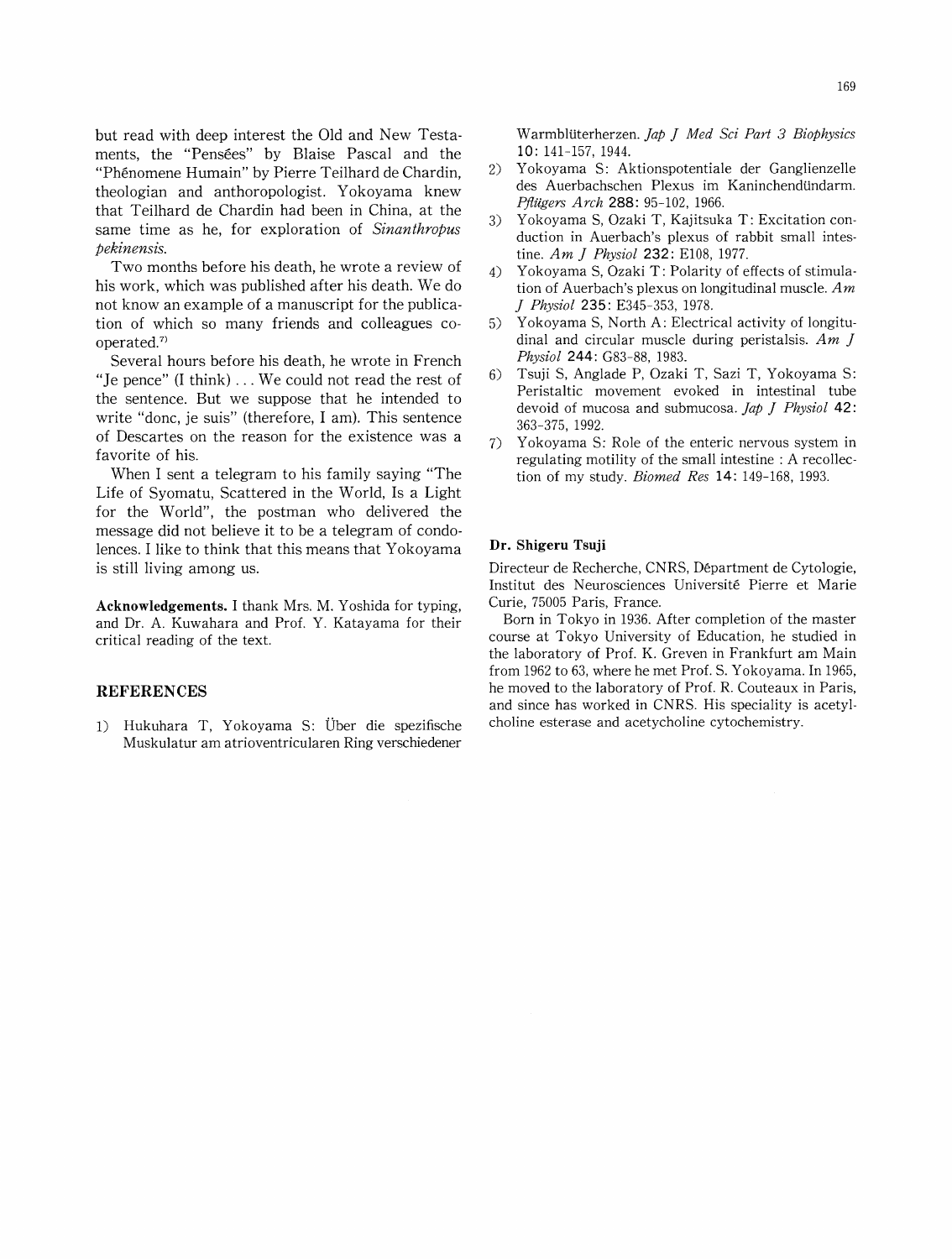but read with deep interest the Old and New Testaments, the "Pensées" by Blaise Pascal and the "Phénomene Humain" by Pierre Teilhard de Chardin, theologian and anthoropologist. Yokoyama knew that Teilhard de Chardin had been in China, at the same time as he, for exploration of *Sinanthropus pekinensis*.

Two months before his death, he wrote a review of his work, which was published after his death. We do not know an example of a manuscript for the publication of which so many friends and colleagues cooperated.[7]

Several hours before his death, he wrote in French "Je pence" (I think) ... We could not read the rest of the sentence. But we suppose that he intended to write "donc, je suis" (therefore, I am). This sentence of Descartes on the reason for the existence was a favorite of his.

When I sent a telegram to his family saying "The Life of Syomatu, Scattered in the World, Is a Light for the World", the postman who delivered the message did not believe it to be a telegram of condolences. I like to think that this means that Yokoyama is still living among us.

**Acknowledgements.** I thank Mrs. M. Yoshida for typing, and Dr. A. Kuwahara and Prof. Y. Katayama for their critical reading of the text.

## REFERENCES

1) Hukuhara T, Yokoyama S: Über die spezifische Muskulatur am atrioventricularen Ring verschiedener Warmblüterherzen. *Jap J Med Sci Part 3 Biophysics* **10**: 141-157, 1944.
2) Yokoyama S: Aktionspotentiale der Ganglienzelle des Auerbachschen Plexus im Kaninchendündarm. *Pflügers Arch* **288**: 95-102, 1966.
3) Yokoyama S, Ozaki T, Kajitsuka T: Excitation conduction in Auerbach's plexus of rabbit small intestine. *Am J Physiol* **232**: E108, 1977.
4) Yokoyama S, Ozaki T: Polarity of effects of stimulation of Auerbach's plexus on longitudinal muscle. *Am J Physiol* **235**: E345-353, 1978.
5) Yokoyama S, North A: Electrical activity of longitudinal and circular muscle during peristalsis. *Am J Physiol* **244**: G83-88, 1983.
6) Tsuji S, Anglade P, Ozaki T, Sazi T, Yokoyama S: Peristaltic movement evoked in intestinal tube devoid of mucosa and submucosa. *Jap J Physiol* **42**: 363-375, 1992.
7) Yokoyama S: Role of the enteric nervous system in regulating motility of the small intestine : A recollection of my study. *Biomed Res* **14**: 149-168, 1993.

**Dr. Shigeru Tsuji**

Directeur de Recherche, CNRS, Départment de Cytologie, Institut des Neurosciences Université Pierre et Marie Curie, 75005 Paris, France.

Born in Tokyo in 1936. After completion of the master course at Tokyo University of Education, he studied in the laboratory of Prof. K. Greven in Frankfurt am Main from 1962 to 63, where he met Prof. S. Yokoyama. In 1965, he moved to the laboratory of Prof. R. Couteaux in Paris, and since has worked in CNRS. His speciality is acetylcholine esterase and acetycholine cytochemistry.